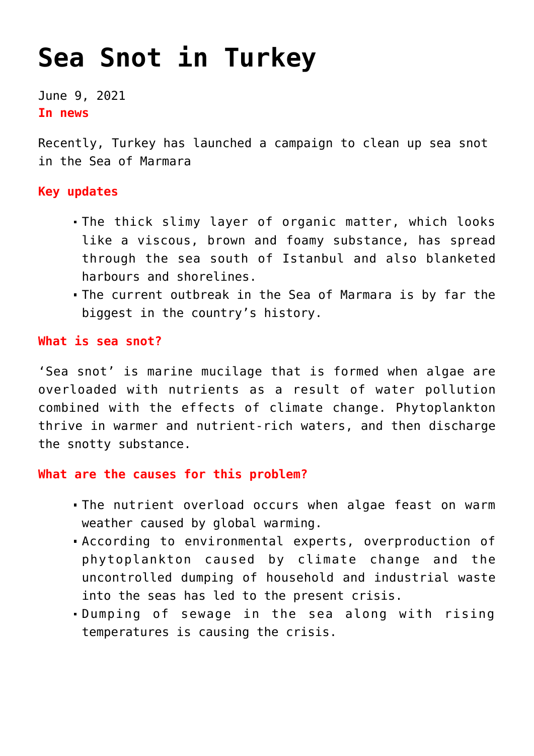# Sea Snot in Turkey

June 9, 2021

**In news**

Recently, Turkey has launched a campaign to clean up sea snot in the Sea of Marmara

**Key updates**

- The thick slimy layer of organic matter, which looks like a viscous, brown and foamy substance, has spread through the sea south of Istanbul and also blanketed harbours and shorelines.
- The current outbreak in the Sea of Marmara is by far the biggest in the country's history.

**What is sea snot?**

'Sea snot' is marine mucilage that is formed when algae are overloaded with nutrients as a result of water pollution combined with the effects of climate change. Phytoplankton thrive in warmer and nutrient-rich waters, and then discharge the snotty substance.

**What are the causes for this problem?**

- The nutrient overload occurs when algae feast on warm weather caused by global warming.
- According to environmental experts, overproduction of phytoplankton caused by climate change and the uncontrolled dumping of household and industrial waste into the seas has led to the present crisis.
- Dumping of sewage in the sea along with rising temperatures is causing the crisis.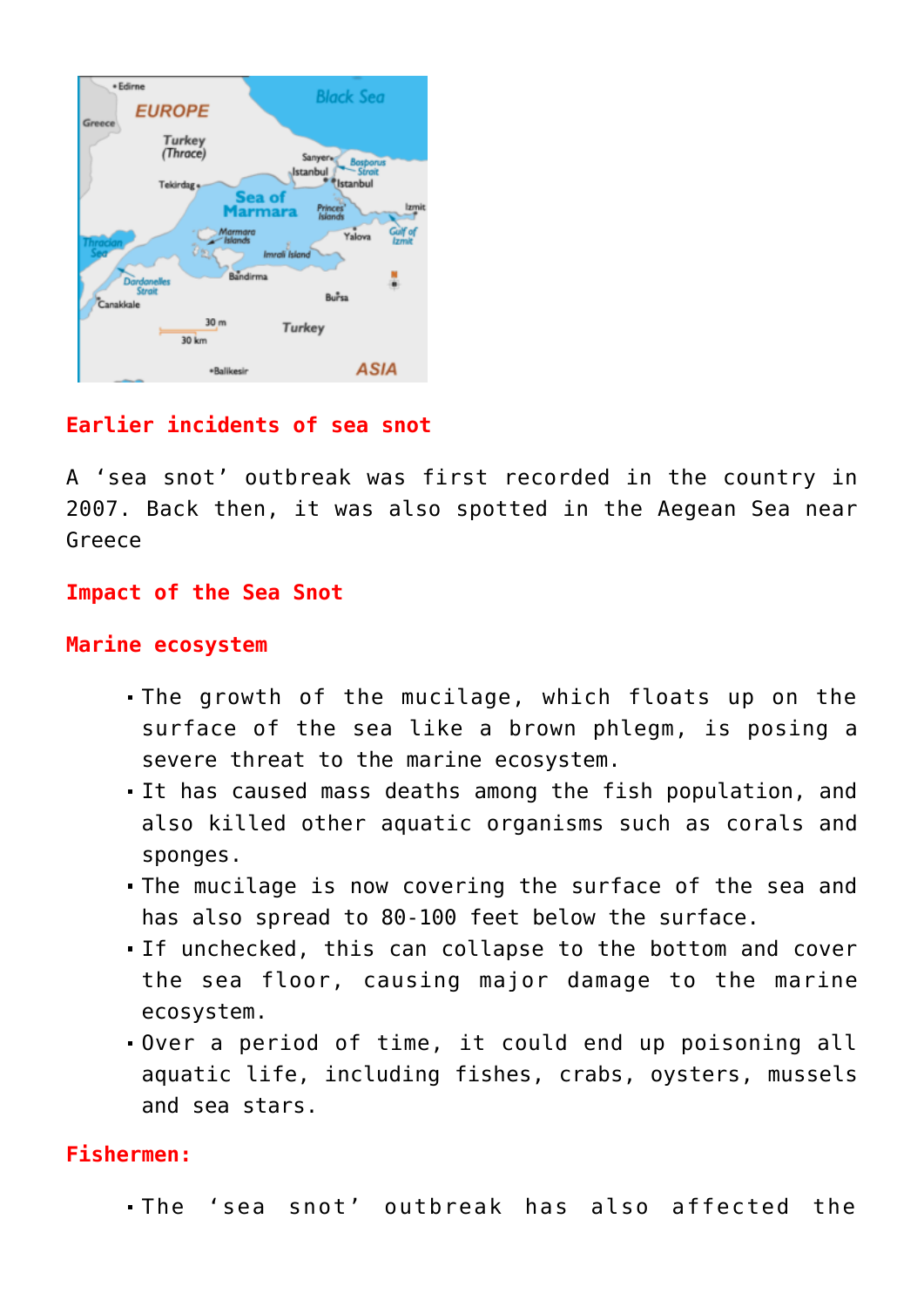## Earlier incidents of sea snot

A 'sea snot' outbreak was first recorded in the country in 2007. Back then, it was also spotted in the Aegean Sea near Greece

## Impact of the Sea Snot

### Marine ecosystem

- The growth of the mucilage, which floats up on the surface of the sea like a brown phlegm, is posing a severe threat to the marine ecosystem.
- It has caused mass deaths among the fish population, and also killed other aquatic organisms such as corals and sponges.
- The mucilage is now covering the surface of the sea and has also spread to 80-100 feet below the surface.
- If unchecked, this can collapse to the bottom and cover the sea floor, causing major damage to the marine ecosystem.
- Over a period of time, it could end up poisoning all aquatic life, including fishes, crabs, oysters, mussels and sea stars.

### Fishermen:

- The 'sea snot' outbreak has also affected the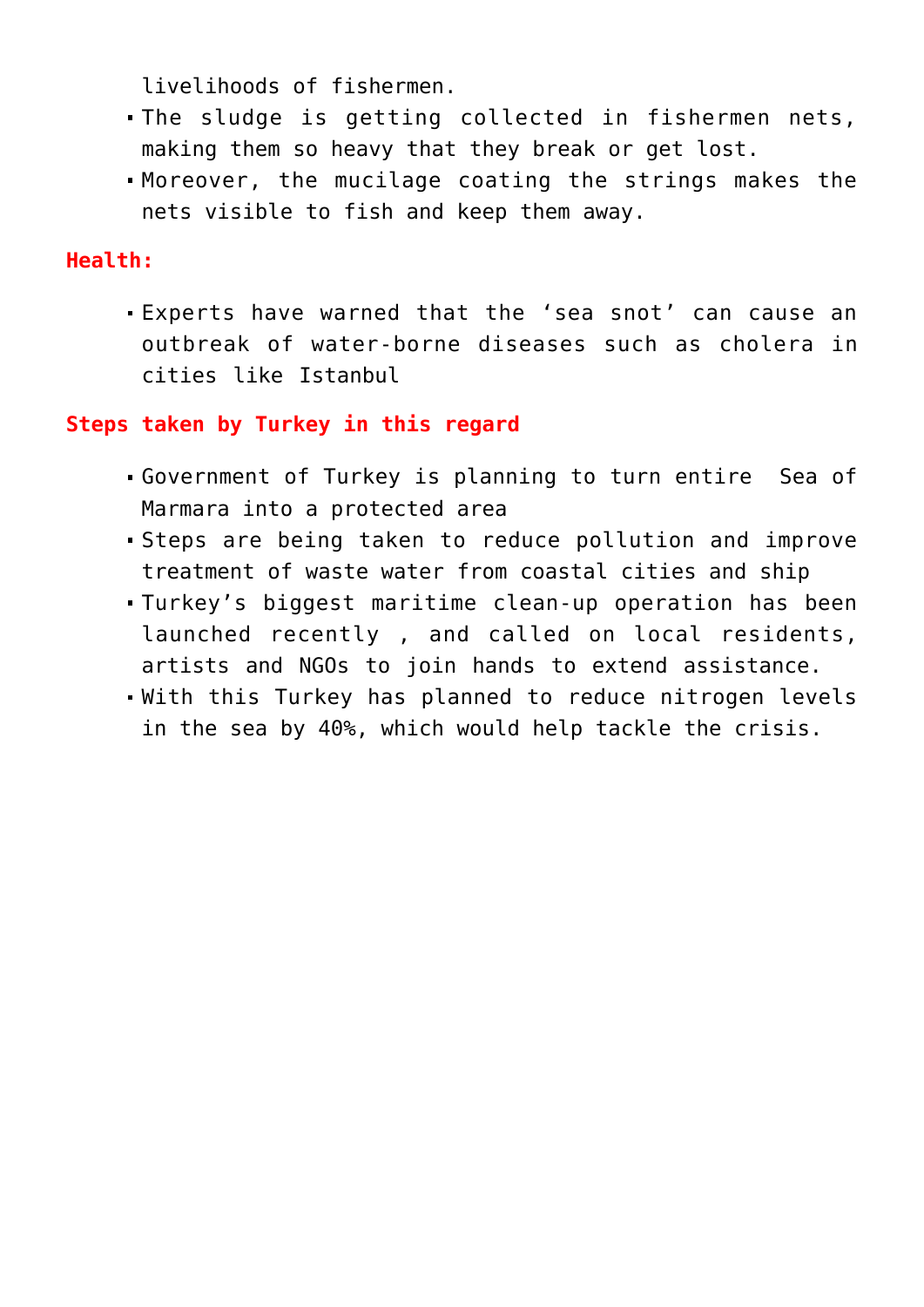livelihoods of fishermen.

- The sludge is getting collected in fishermen nets, making them so heavy that they break or get lost.
- Moreover, the mucilage coating the strings makes the nets visible to fish and keep them away.

**Health:**

- Experts have warned that the 'sea snot' can cause an outbreak of water-borne diseases such as cholera in cities like Istanbul

**Steps taken by Turkey in this regard**

- Government of Turkey is planning to turn entire Sea of Marmara into a protected area
- Steps are being taken to reduce pollution and improve treatment of waste water from coastal cities and ship
- Turkey's biggest maritime clean-up operation has been launched recently , and called on local residents, artists and NGOs to join hands to extend assistance.
- With this Turkey has planned to reduce nitrogen levels in the sea by 40%, which would help tackle the crisis.